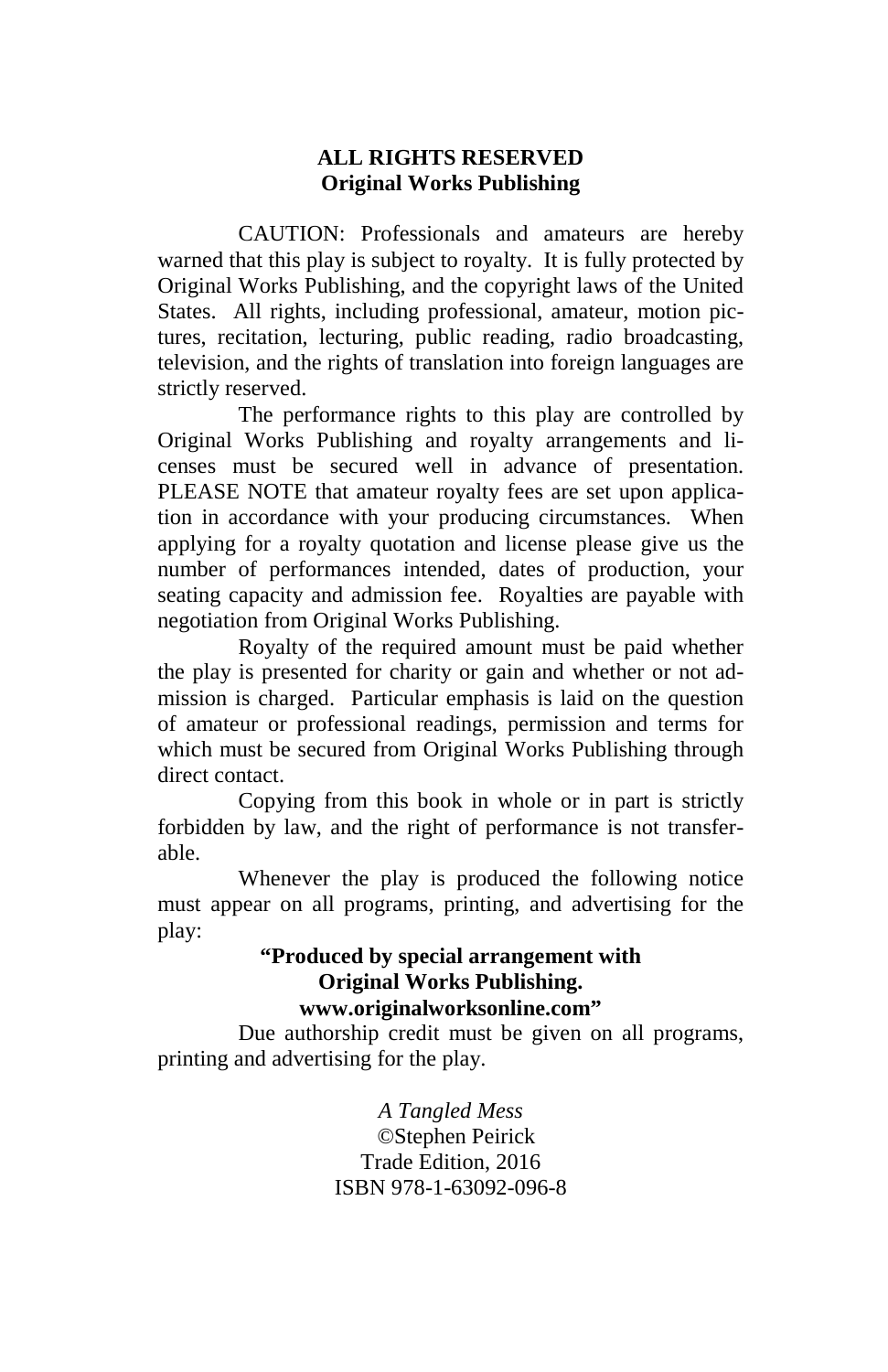**ALL RIGHTS RESERVED**
**Original Works Publishing**

CAUTION: Professionals and amateurs are hereby warned that this play is subject to royalty. It is fully protected by Original Works Publishing, and the copyright laws of the United States. All rights, including professional, amateur, motion pictures, recitation, lecturing, public reading, radio broadcasting, television, and the rights of translation into foreign languages are strictly reserved.

The performance rights to this play are controlled by Original Works Publishing and royalty arrangements and licenses must be secured well in advance of presentation. PLEASE NOTE that amateur royalty fees are set upon application in accordance with your producing circumstances. When applying for a royalty quotation and license please give us the number of performances intended, dates of production, your seating capacity and admission fee. Royalties are payable with negotiation from Original Works Publishing.

Royalty of the required amount must be paid whether the play is presented for charity or gain and whether or not admission is charged. Particular emphasis is laid on the question of amateur or professional readings, permission and terms for which must be secured from Original Works Publishing through direct contact.

Copying from this book in whole or in part is strictly forbidden by law, and the right of performance is not transferable.

Whenever the play is produced the following notice must appear on all programs, printing, and advertising for the play:

**"Produced by special arrangement with**
**Original Works Publishing.**
**www.originalworksonline.com"**

Due authorship credit must be given on all programs, printing and advertising for the play.

*A Tangled Mess*
©Stephen Peirick
Trade Edition, 2016
ISBN 978-1-63092-096-8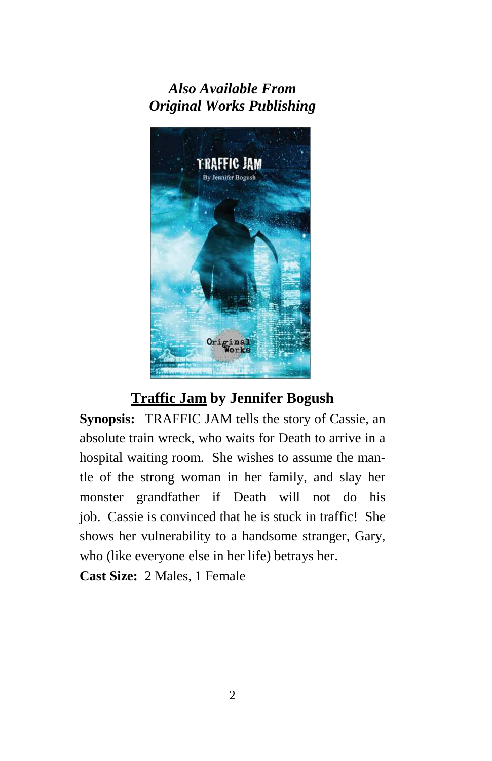***Also Available From Original Works Publishing***

**<u>Traffic Jam</u> by Jennifer Bogush**

**Synopsis:** TRAFFIC JAM tells the story of Cassie, an absolute train wreck, who waits for Death to arrive in a hospital waiting room. She wishes to assume the mantle of the strong woman in her family, and slay her monster grandfather if Death will not do his job. Cassie is convinced that he is stuck in traffic! She shows her vulnerability to a handsome stranger, Gary, who (like everyone else in her life) betrays her.

**Cast Size:** 2 Males, 1 Female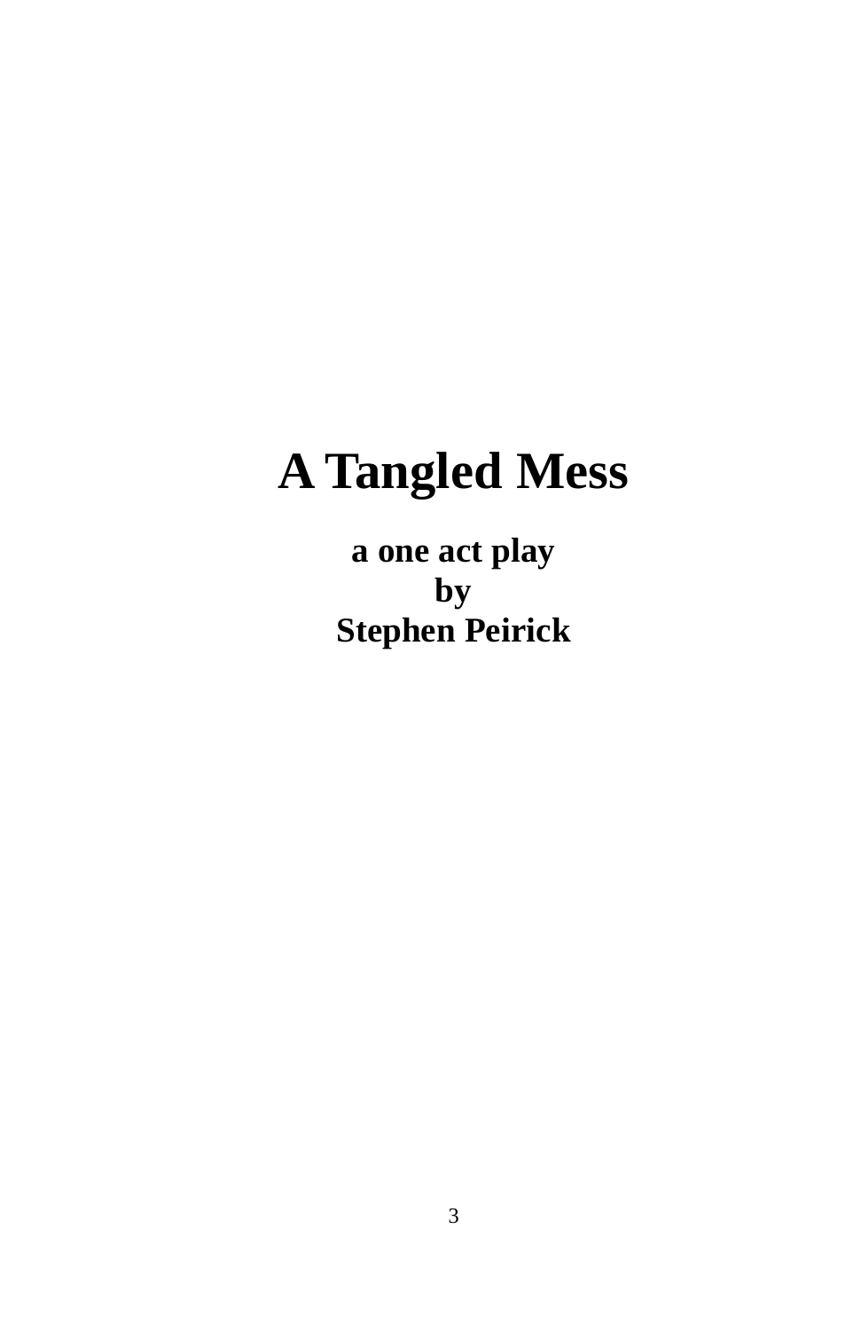# A Tangled Mess

**a one act play**
**by**
**Stephen Peirick**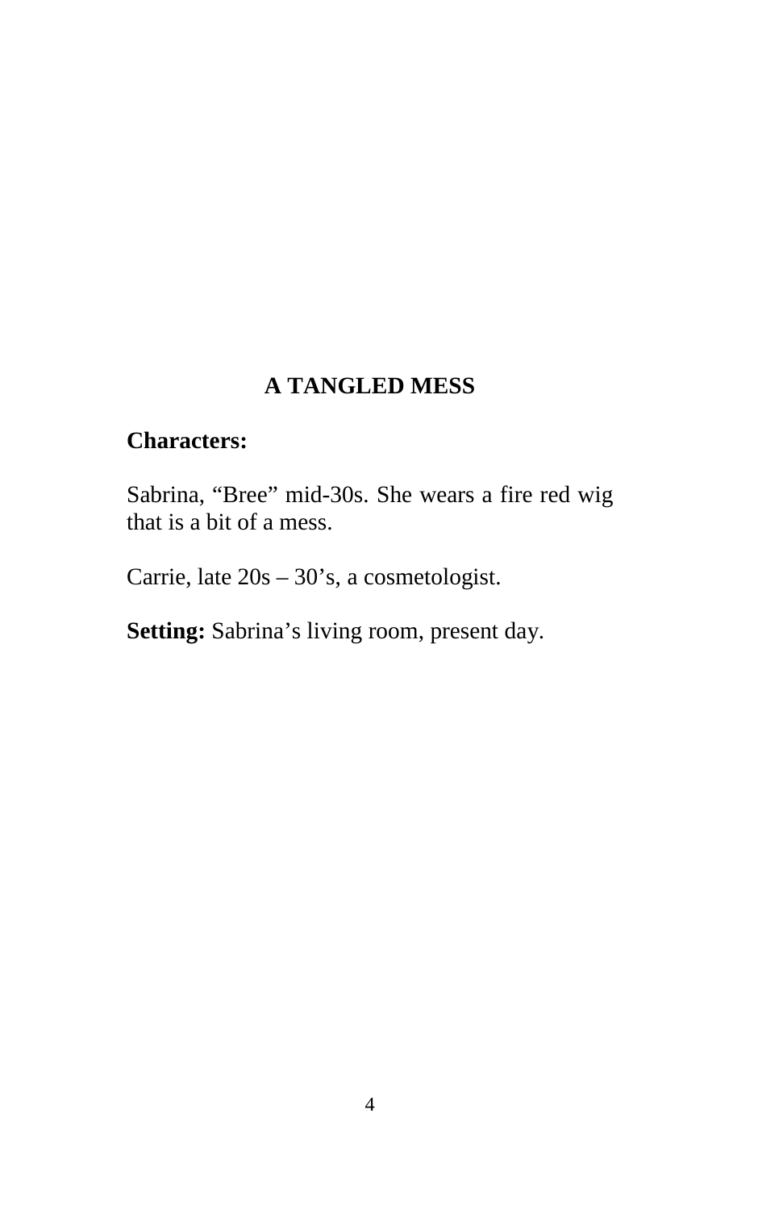# A TANGLED MESS

**Characters:**

Sabrina, "Bree" mid-30s. She wears a fire red wig that is a bit of a mess.

Carrie, late 20s – 30's, a cosmetologist.

**Setting:** Sabrina's living room, present day.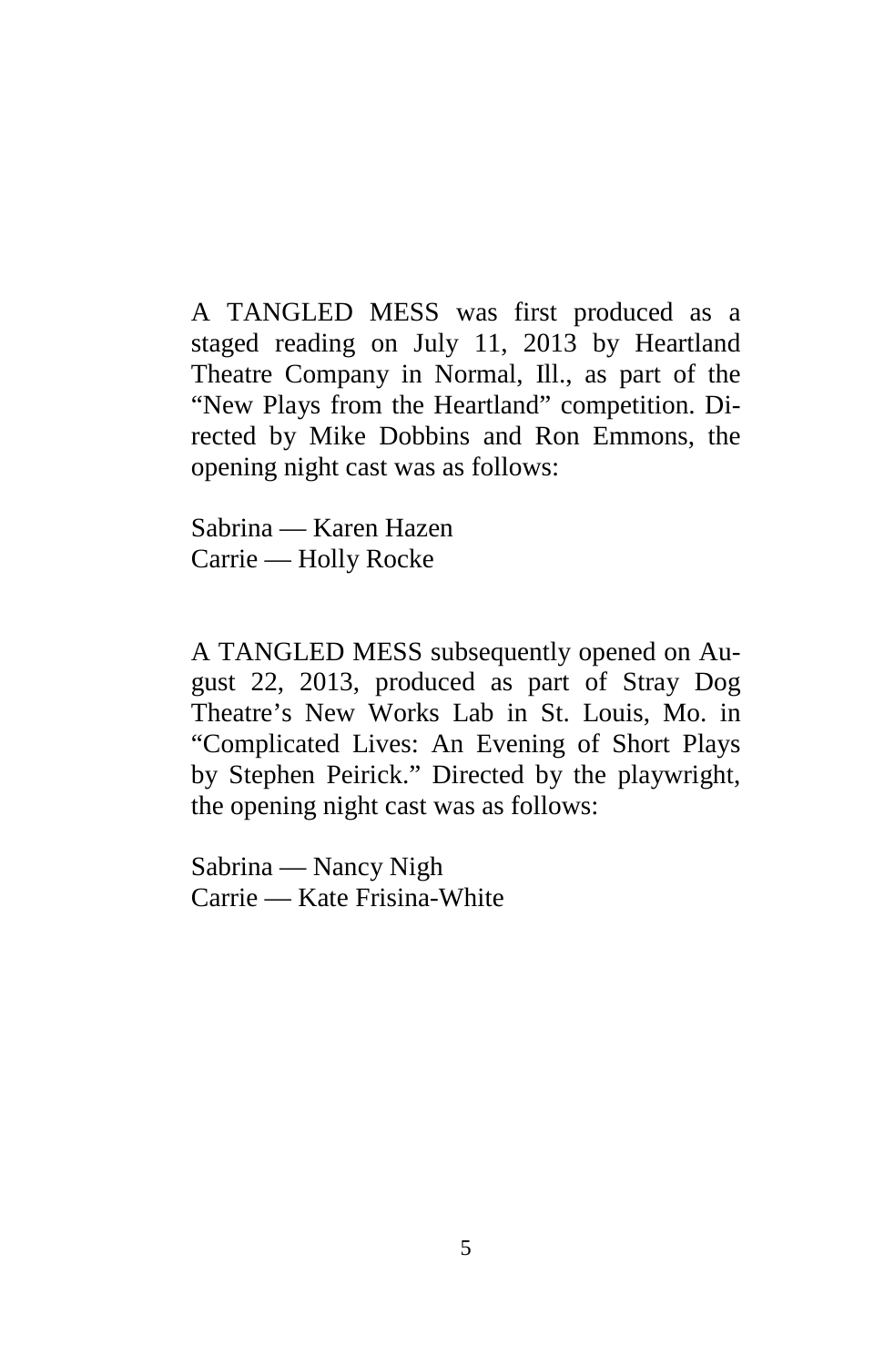A TANGLED MESS was first produced as a staged reading on July 11, 2013 by Heartland Theatre Company in Normal, Ill., as part of the "New Plays from the Heartland" competition. Directed by Mike Dobbins and Ron Emmons, the opening night cast was as follows:

Sabrina — Karen Hazen
Carrie — Holly Rocke

A TANGLED MESS subsequently opened on August 22, 2013, produced as part of Stray Dog Theatre's New Works Lab in St. Louis, Mo. in "Complicated Lives: An Evening of Short Plays by Stephen Peirick." Directed by the playwright, the opening night cast was as follows:

Sabrina — Nancy Nigh
Carrie — Kate Frisina-White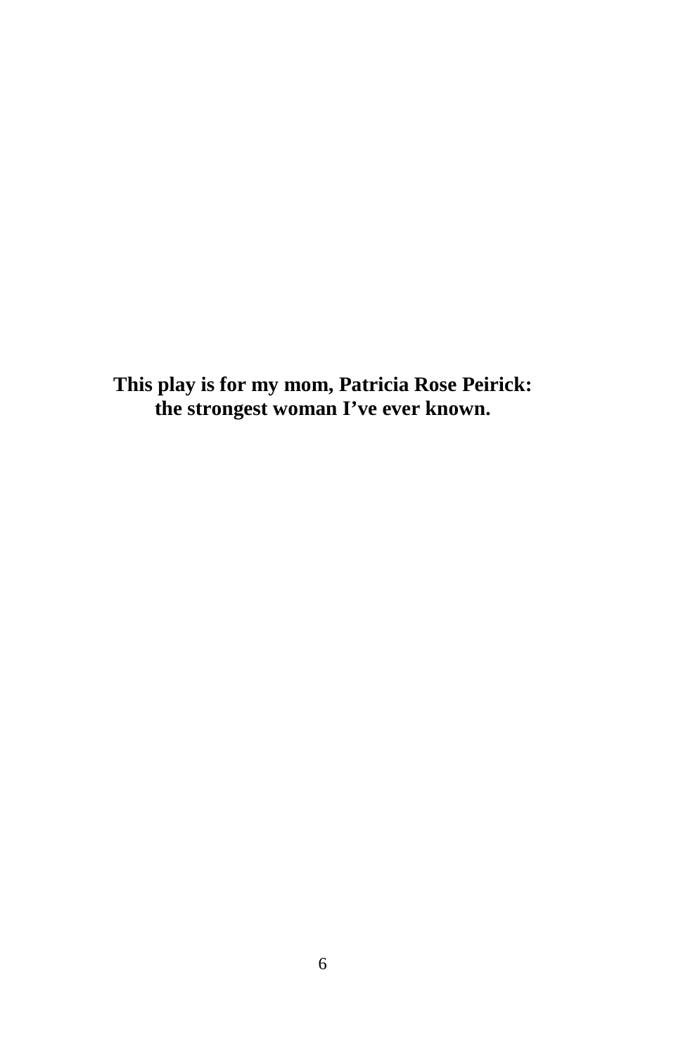**This play is for my mom, Patricia Rose Peirick:**
**the strongest woman I’ve ever known.**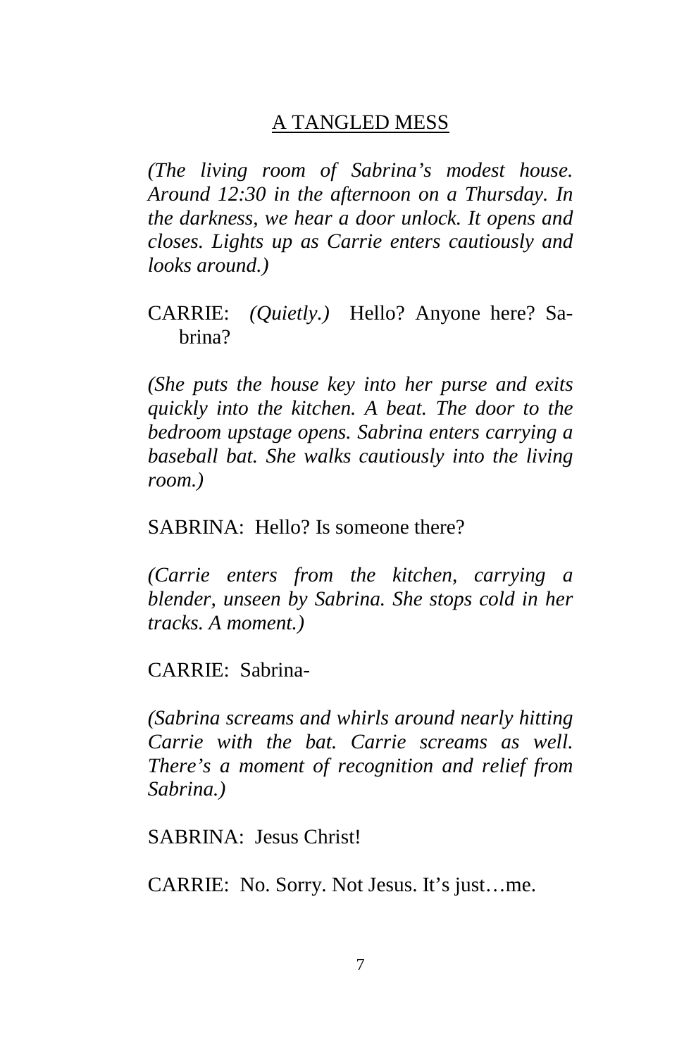# A TANGLED MESS

*(The living room of Sabrina's modest house. Around 12:30 in the afternoon on a Thursday. In the darkness, we hear a door unlock. It opens and closes. Lights up as Carrie enters cautiously and looks around.)*

CARRIE: *(Quietly.)* Hello? Anyone here? Sabrina?

*(She puts the house key into her purse and exits quickly into the kitchen. A beat. The door to the bedroom upstage opens. Sabrina enters carrying a baseball bat. She walks cautiously into the living room.)*

SABRINA: Hello? Is someone there?

*(Carrie enters from the kitchen, carrying a blender, unseen by Sabrina. She stops cold in her tracks. A moment.)*

CARRIE: Sabrina-

*(Sabrina screams and whirls around nearly hitting Carrie with the bat. Carrie screams as well. There's a moment of recognition and relief from Sabrina.)*

SABRINA: Jesus Christ!

CARRIE: No. Sorry. Not Jesus. It's just…me.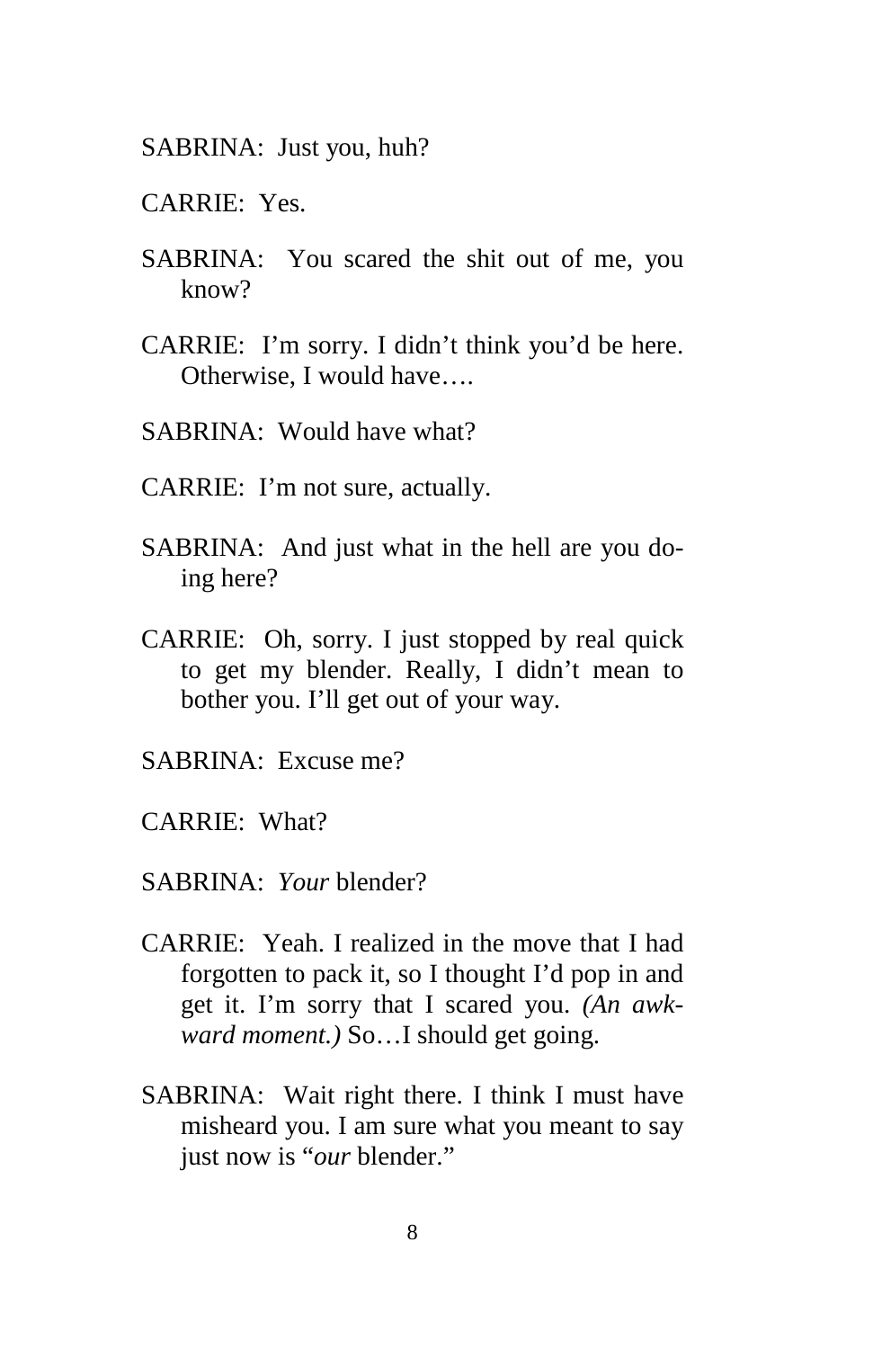SABRINA: Just you, huh?

CARRIE: Yes.

SABRINA: You scared the shit out of me, you know?

CARRIE: I'm sorry. I didn't think you'd be here. Otherwise, I would have….

SABRINA: Would have what?

CARRIE: I'm not sure, actually.

SABRINA: And just what in the hell are you doing here?

CARRIE: Oh, sorry. I just stopped by real quick to get my blender. Really, I didn't mean to bother you. I'll get out of your way.

SABRINA: Excuse me?

CARRIE: What?

SABRINA: *Your* blender?

CARRIE: Yeah. I realized in the move that I had forgotten to pack it, so I thought I'd pop in and get it. I'm sorry that I scared you. *(An awkward moment.)* So…I should get going.

SABRINA: Wait right there. I think I must have misheard you. I am sure what you meant to say just now is "*our* blender."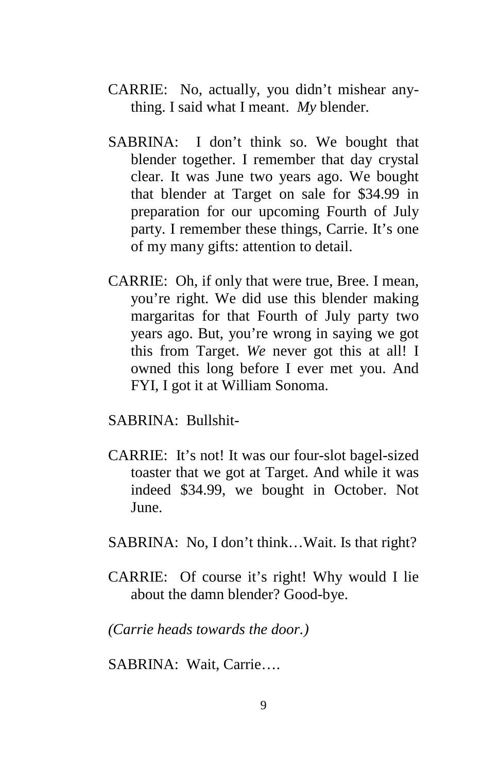CARRIE: No, actually, you didn't mishear anything. I said what I meant. *My* blender.

SABRINA: I don't think so. We bought that blender together. I remember that day crystal clear. It was June two years ago. We bought that blender at Target on sale for $34.99 in preparation for our upcoming Fourth of July party. I remember these things, Carrie. It's one of my many gifts: attention to detail.

CARRIE: Oh, if only that were true, Bree. I mean, you're right. We did use this blender making margaritas for that Fourth of July party two years ago. But, you're wrong in saying we got this from Target. *We* never got this at all! I owned this long before I ever met you. And FYI, I got it at William Sonoma.

SABRINA: Bullshit-

CARRIE: It's not! It was our four-slot bagel-sized toaster that we got at Target. And while it was indeed $34.99, we bought in October. Not June.

SABRINA: No, I don't think…Wait. Is that right?

CARRIE: Of course it's right! Why would I lie about the damn blender? Good-bye.

*(Carrie heads towards the door.)*

SABRINA: Wait, Carrie….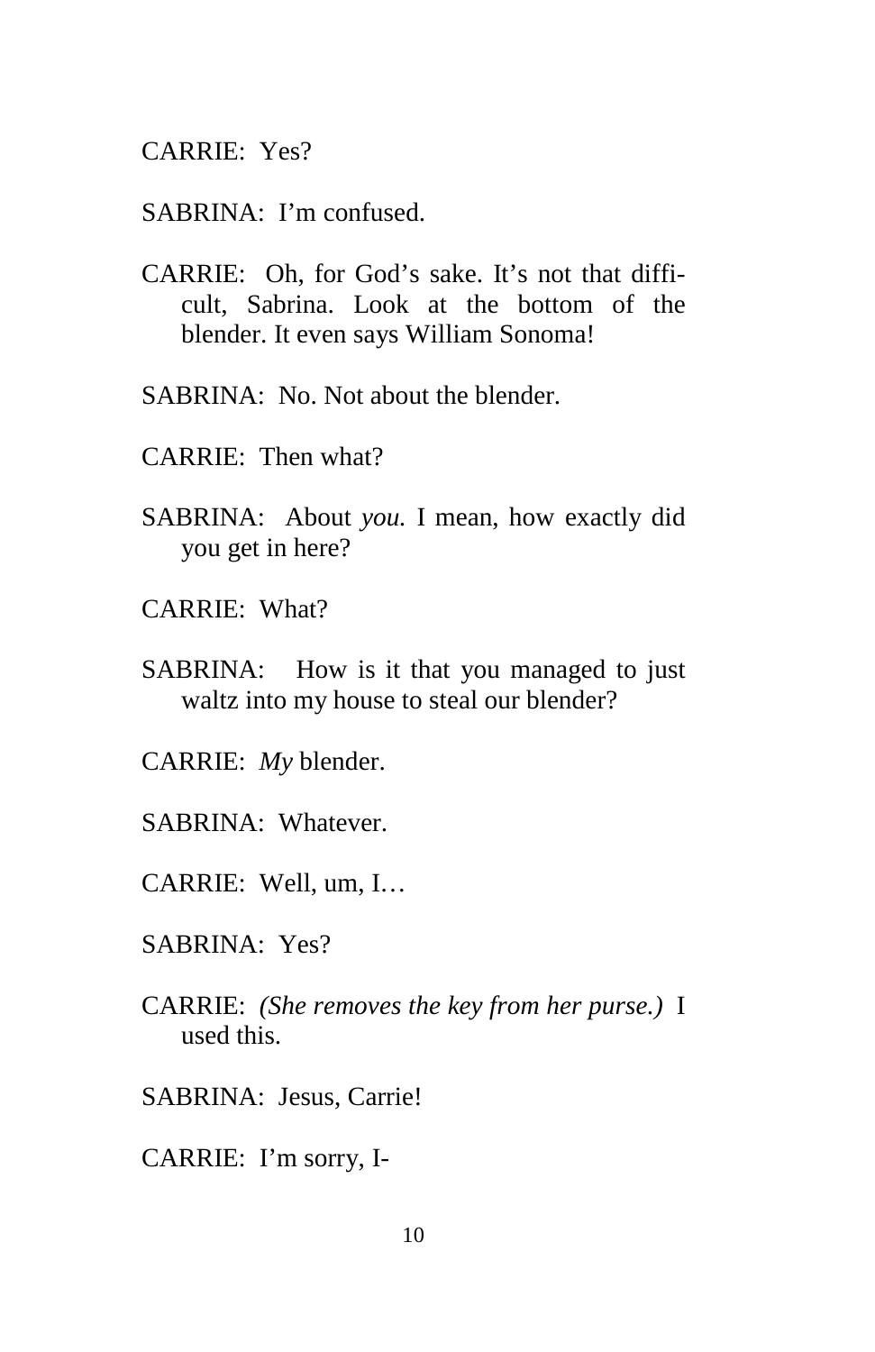CARRIE:  Yes?

SABRINA:  I'm confused.

CARRIE:  Oh, for God's sake. It's not that difficult, Sabrina. Look at the bottom of the blender. It even says William Sonoma!

SABRINA:  No. Not about the blender.

CARRIE:  Then what?

SABRINA:  About *you.* I mean, how exactly did you get in here?

CARRIE:  What?

SABRINA:  How is it that you managed to just waltz into my house to steal our blender?

CARRIE:  *My* blender.

SABRINA:  Whatever.

CARRIE:  Well, um, I…

SABRINA:  Yes?

CARRIE:  *(She removes the key from her purse.)*  I used this.

SABRINA:  Jesus, Carrie!

CARRIE:  I'm sorry, I-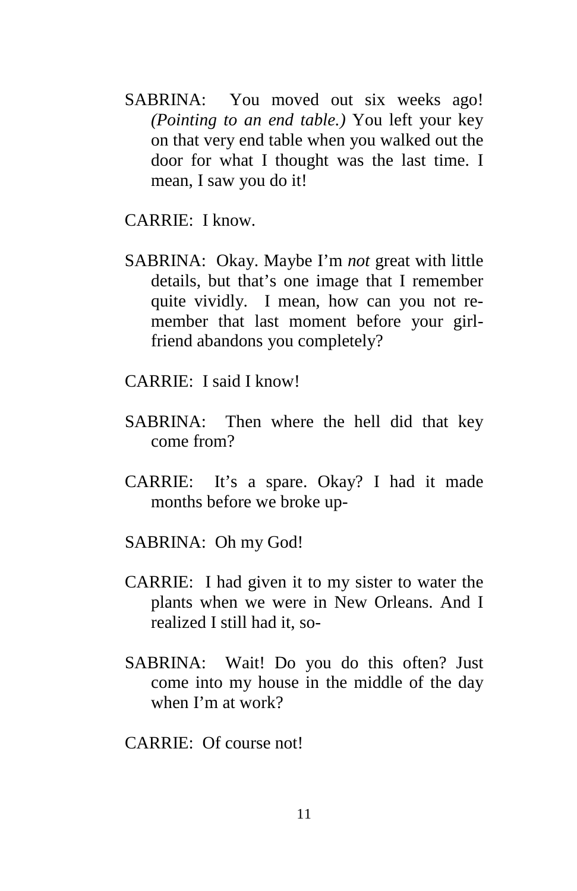SABRINA: You moved out six weeks ago! *(Pointing to an end table.)* You left your key on that very end table when you walked out the door for what I thought was the last time. I mean, I saw you do it!

CARRIE: I know.

SABRINA: Okay. Maybe I'm *not* great with little details, but that's one image that I remember quite vividly. I mean, how can you not remember that last moment before your girlfriend abandons you completely?

CARRIE: I said I know!

SABRINA: Then where the hell did that key come from?

CARRIE: It's a spare. Okay? I had it made months before we broke up-

SABRINA: Oh my God!

CARRIE: I had given it to my sister to water the plants when we were in New Orleans. And I realized I still had it, so-

SABRINA: Wait! Do you do this often? Just come into my house in the middle of the day when I'm at work?

CARRIE: Of course not!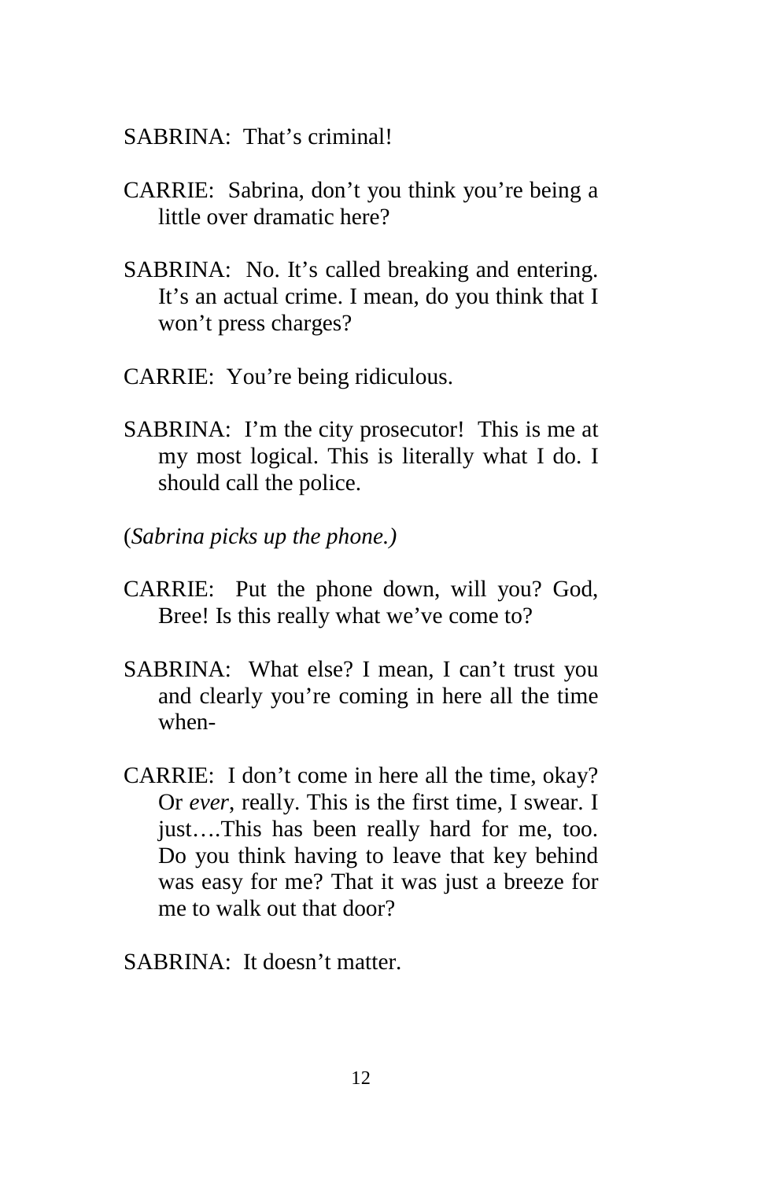SABRINA: That's criminal!

CARRIE: Sabrina, don't you think you're being a little over dramatic here?

SABRINA: No. It's called breaking and entering. It's an actual crime. I mean, do you think that I won't press charges?

CARRIE: You're being ridiculous.

SABRINA: I'm the city prosecutor! This is me at my most logical. This is literally what I do. I should call the police.

(*Sabrina picks up the phone.)*

CARRIE: Put the phone down, will you? God, Bree! Is this really what we've come to?

SABRINA: What else? I mean, I can't trust you and clearly you're coming in here all the time when-

CARRIE: I don't come in here all the time, okay? Or *ever*, really. This is the first time, I swear. I just….This has been really hard for me, too. Do you think having to leave that key behind was easy for me? That it was just a breeze for me to walk out that door?

SABRINA: It doesn't matter.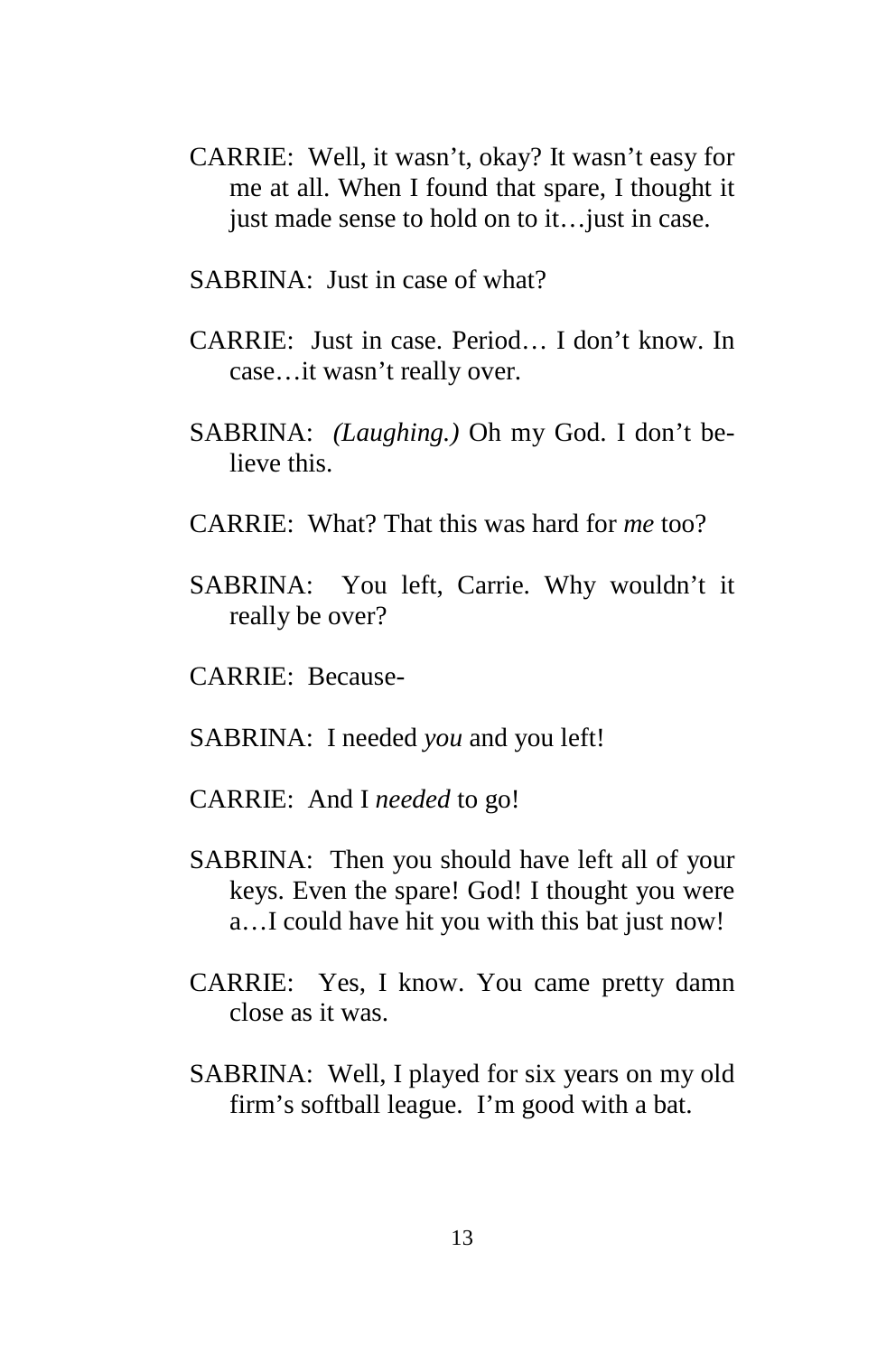CARRIE: Well, it wasn't, okay? It wasn't easy for me at all. When I found that spare, I thought it just made sense to hold on to it…just in case.

SABRINA: Just in case of what?

CARRIE: Just in case. Period… I don't know. In case…it wasn't really over.

SABRINA: *(Laughing.)* Oh my God. I don't believe this.

CARRIE: What? That this was hard for *me* too?

SABRINA: You left, Carrie. Why wouldn't it really be over?

CARRIE: Because-

SABRINA: I needed *you* and you left!

CARRIE: And I *needed* to go!

SABRINA: Then you should have left all of your keys. Even the spare! God! I thought you were a…I could have hit you with this bat just now!

CARRIE: Yes, I know. You came pretty damn close as it was.

SABRINA: Well, I played for six years on my old firm's softball league. I'm good with a bat.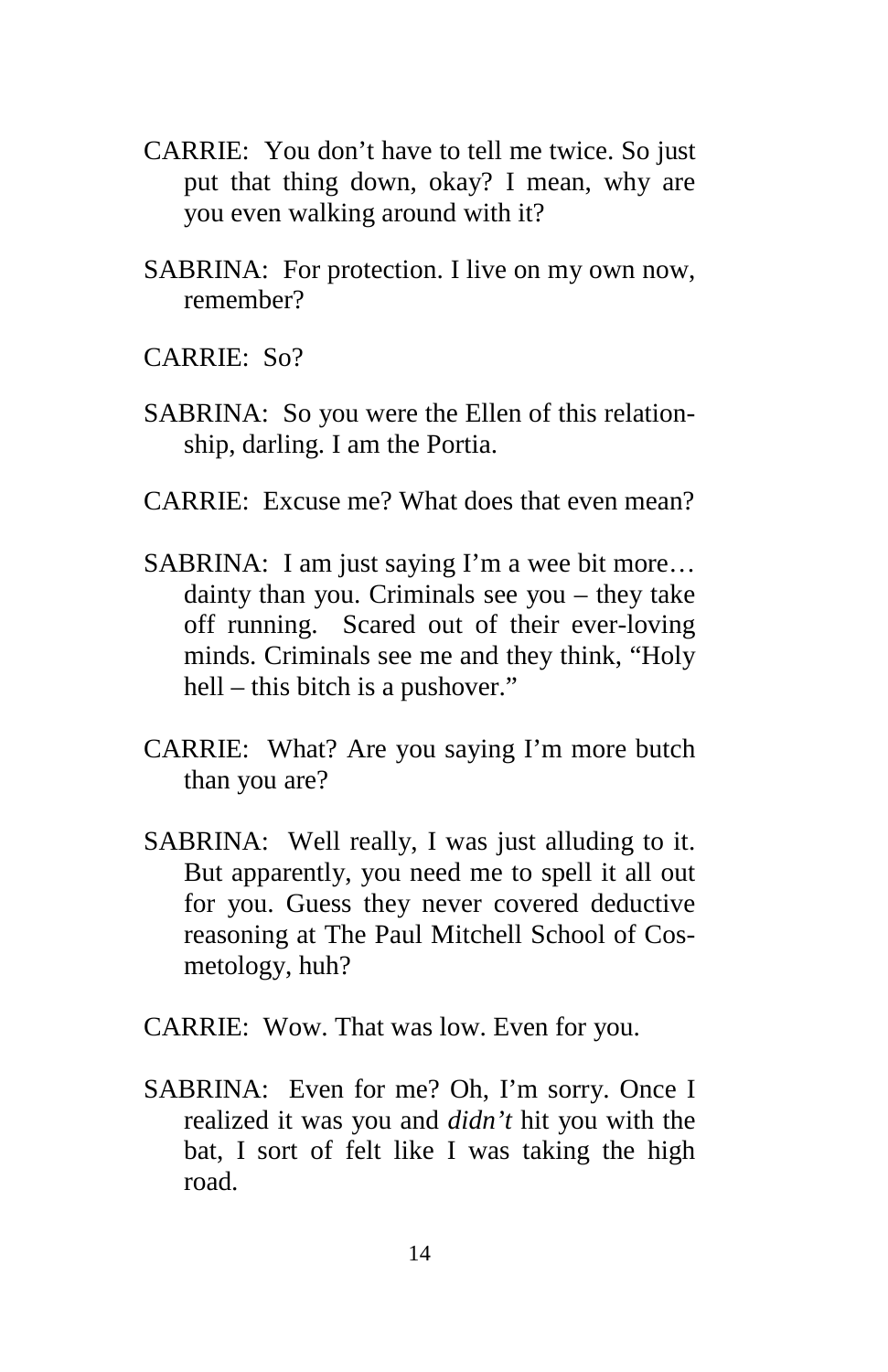CARRIE: You don't have to tell me twice. So just put that thing down, okay? I mean, why are you even walking around with it?

SABRINA: For protection. I live on my own now, remember?

CARRIE: So?

SABRINA: So you were the Ellen of this relationship, darling. I am the Portia.

CARRIE: Excuse me? What does that even mean?

SABRINA: I am just saying I'm a wee bit more… dainty than you. Criminals see you – they take off running. Scared out of their ever-loving minds. Criminals see me and they think, "Holy hell – this bitch is a pushover."

CARRIE: What? Are you saying I'm more butch than you are?

SABRINA: Well really, I was just alluding to it. But apparently, you need me to spell it all out for you. Guess they never covered deductive reasoning at The Paul Mitchell School of Cosmetology, huh?

CARRIE: Wow. That was low. Even for you.

SABRINA: Even for me? Oh, I'm sorry. Once I realized it was you and *didn't* hit you with the bat, I sort of felt like I was taking the high road.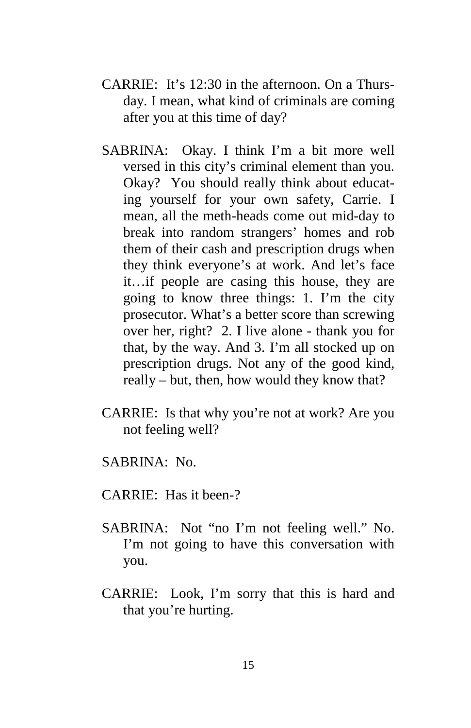CARRIE: It's 12:30 in the afternoon. On a Thursday. I mean, what kind of criminals are coming after you at this time of day?

SABRINA: Okay. I think I'm a bit more well versed in this city's criminal element than you. Okay? You should really think about educating yourself for your own safety, Carrie. I mean, all the meth-heads come out mid-day to break into random strangers' homes and rob them of their cash and prescription drugs when they think everyone's at work. And let's face it…if people are casing this house, they are going to know three things: 1. I'm the city prosecutor. What's a better score than screwing over her, right? 2. I live alone - thank you for that, by the way. And 3. I'm all stocked up on prescription drugs. Not any of the good kind, really – but, then, how would they know that?

CARRIE: Is that why you're not at work? Are you not feeling well?

SABRINA: No.

CARRIE: Has it been-?

SABRINA: Not "no I'm not feeling well." No. I'm not going to have this conversation with you.

CARRIE: Look, I'm sorry that this is hard and that you're hurting.